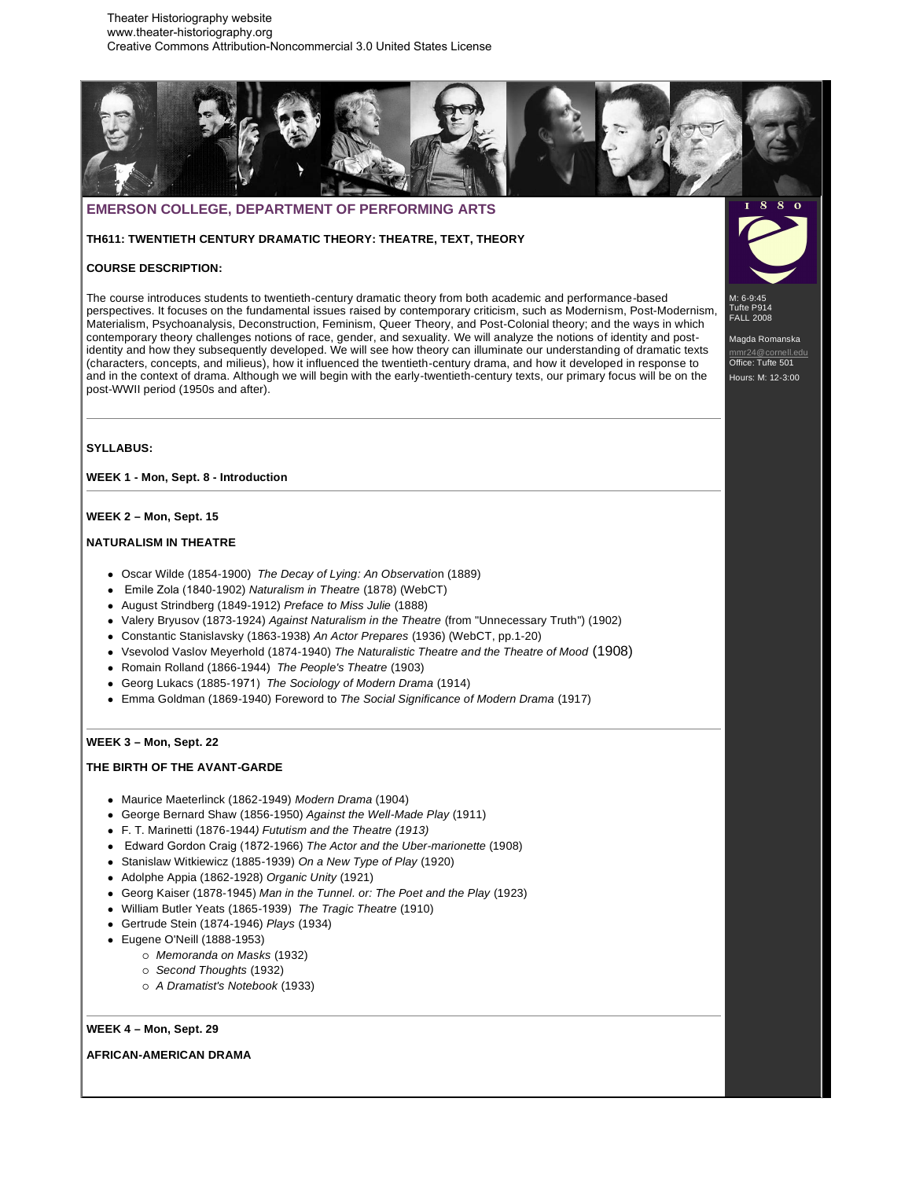Theater Historiography website
www.theater-historiography.org
Creative Commons Attribution-Noncommercial 3.0 United States License

## EMERSON COLLEGE, DEPARTMENT OF PERFORMING ARTS

M: 6-9:45
Tufte P914
FALL 2008

Magda Romanska
mmr24@cornell.edu
Office: Tufte 501
Hours: M: 12-3:00

### TH611: TWENTIETH CENTURY DRAMATIC THEORY: THEATRE, TEXT, THEORY

**COURSE DESCRIPTION:**

The course introduces students to twentieth-century dramatic theory from both academic and performance-based perspectives. It focuses on the fundamental issues raised by contemporary criticism, such as Modernism, Post-Modernism, Materialism, Psychoanalysis, Deconstruction, Feminism, Queer Theory, and Post-Colonial theory; and the ways in which contemporary theory challenges notions of race, gender, and sexuality. We will analyze the notions of identity and post-identity and how they subsequently developed. We will see how theory can illuminate our understanding of dramatic texts (characters, concepts, and milieus), how it influenced the twentieth-century drama, and how it developed in response to and in the context of drama. Although we will begin with the early-twentieth-century texts, our primary focus will be on the post-WWII period (1950s and after).

---

**SYLLABUS:**

**WEEK 1 - Mon, Sept. 8 - Introduction**

---

**WEEK 2 – Mon, Sept. 15**

**NATURALISM IN THEATRE**

- Oscar Wilde (1854-1900) *The Decay of Lying: An Observation* (1889)
- Emile Zola (1840-1902) *Naturalism in Theatre* (1878) (WebCT)
- August Strindberg (1849-1912) *Preface to Miss Julie* (1888)
- Valery Bryusov (1873-1924) *Against Naturalism in the Theatre* (from "Unnecessary Truth") (1902)
- Constantic Stanislavsky (1863-1938) *An Actor Prepares* (1936) (WebCT, pp.1-20)
- Vsevolod Vaslov Meyerhold (1874-1940) *The Naturalistic Theatre and the Theatre of Mood* (1908)
- Romain Rolland (1866-1944) *The People's Theatre* (1903)
- Georg Lukacs (1885-1971) *The Sociology of Modern Drama* (1914)
- Emma Goldman (1869-1940) Foreword to *The Social Significance of Modern Drama* (1917)

---

**WEEK 3 – Mon, Sept. 22**

**THE BIRTH OF THE AVANT-GARDE**

- Maurice Maeterlinck (1862-1949) *Modern Drama* (1904)
- George Bernard Shaw (1856-1950) *Against the Well-Made Play* (1911)
- F. T. Marinetti (1876-1944) *Fututism and the Theatre (1913)*
- Edward Gordon Craig (1872-1966) *The Actor and the Uber-marionette* (1908)
- Stanislaw Witkiewicz (1885-1939) *On a New Type of Play* (1920)
- Adolphe Appia (1862-1928) *Organic Unity* (1921)
- Georg Kaiser (1878-1945) *Man in the Tunnel. or: The Poet and the Play* (1923)
- William Butler Yeats (1865-1939) *The Tragic Theatre* (1910)
- Gertrude Stein (1874-1946) *Plays* (1934)
- Eugene O'Neill (1888-1953)
  - *Memoranda on Masks* (1932)
  - *Second Thoughts* (1932)
  - *A Dramatist's Notebook* (1933)

---

**WEEK 4 – Mon, Sept. 29**

**AFRICAN-AMERICAN DRAMA**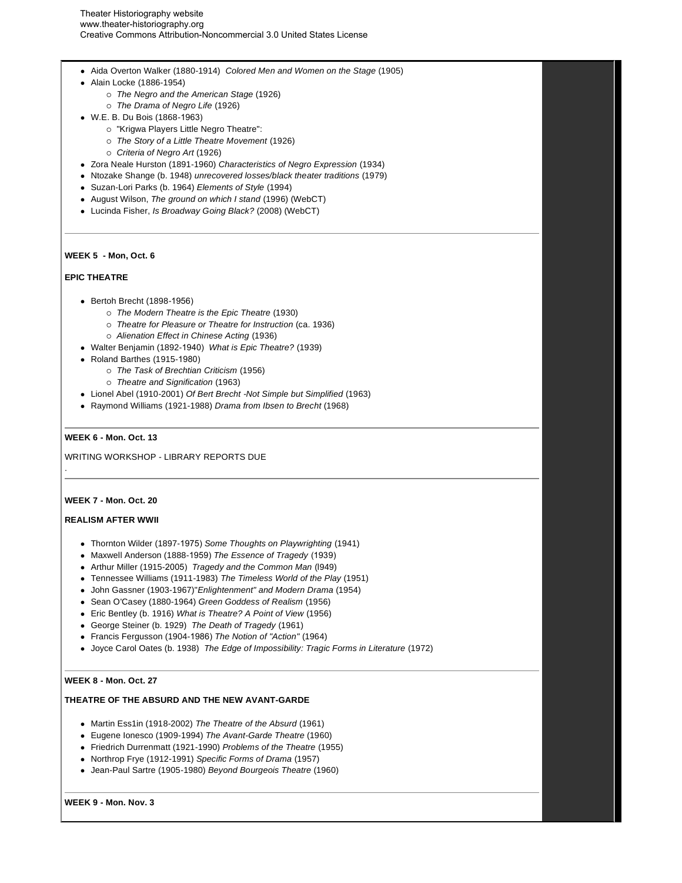- Aida Overton Walker (1880-1914) *Colored Men and Women on the Stage* (1905)
- Alain Locke (1886-1954)
  - *The Negro and the American Stage* (1926)
  - *The Drama of Negro Life* (1926)
- W.E. B. Du Bois (1868-1963)
  - "Krigwa Players Little Negro Theatre":
  - *The Story of a Little Theatre Movement* (1926)
  - *Criteria of Negro Art* (1926)
- Zora Neale Hurston (1891-1960) *Characteristics of Negro Expression* (1934)
- Ntozake Shange (b. 1948) *unrecovered losses/black theater traditions* (1979)
- Suzan-Lori Parks (b. 1964) *Elements of Style* (1994)
- August Wilson, *The ground on which I stand* (1996) (WebCT)
- Lucinda Fisher, *Is Broadway Going Black?* (2008) (WebCT)

---

**WEEK 5 - Mon, Oct. 6**

**EPIC THEATRE**

- Bertoh Brecht (1898-1956)
  - *The Modern Theatre is the Epic Theatre* (1930)
  - *Theatre for Pleasure or Theatre for Instruction* (ca. 1936)
  - *Alienation Effect in Chinese Acting* (1936)
- Walter Benjamin (1892-1940) *What is Epic Theatre?* (1939)
- Roland Barthes (1915-1980)
  - *The Task of Brechtian Criticism* (1956)
  - *Theatre and Signification* (1963)
- Lionel Abel (1910-2001) *Of Bert Brecht -Not Simple but Simplified* (1963)
- Raymond Williams (1921-1988) *Drama from Ibsen to Brecht* (1968)

---

**WEEK 6 - Mon. Oct. 13**

WRITING WORKSHOP - LIBRARY REPORTS DUE

.

---

**WEEK 7 - Mon. Oct. 20**

**REALISM AFTER WWII**

- Thornton Wilder (1897-1975) *Some Thoughts on Playwrighting* (1941)
- Maxwell Anderson (1888-1959) *The Essence of Tragedy* (1939)
- Arthur Miller (1915-2005) *Tragedy and the Common Man* (l949)
- Tennessee Williams (1911-1983) *The Timeless World of the Play* (1951)
- John Gassner (1903-1967)*"Enlightenment" and Modern Drama* (1954)
- Sean O'Casey (1880-1964) *Green Goddess of Realism* (1956)
- Eric Bentley (b. 1916) *What is Theatre? A Point of View* (1956)
- George Steiner (b. 1929) *The Death of Tragedy* (1961)
- Francis Fergusson (1904-1986) *The Notion of "Action"* (1964)
- Joyce Carol Oates (b. 1938) *The Edge of Impossibility: Tragic Forms in Literature* (1972)

---

**WEEK 8 - Mon. Oct. 27**

**THEATRE OF THE ABSURD AND THE NEW AVANT-GARDE**

- Martin Ess1in (1918-2002) *The Theatre of the Absurd* (1961)
- Eugene Ionesco (1909-1994) *The Avant-Garde Theatre* (1960)
- Friedrich Durrenmatt (1921-1990) *Problems of the Theatre* (1955)
- Northrop Frye (1912-1991) *Specific Forms of Drama* (1957)
- Jean-Paul Sartre (1905-1980) *Beyond Bourgeois Theatre* (1960)

---

**WEEK 9 - Mon. Nov. 3**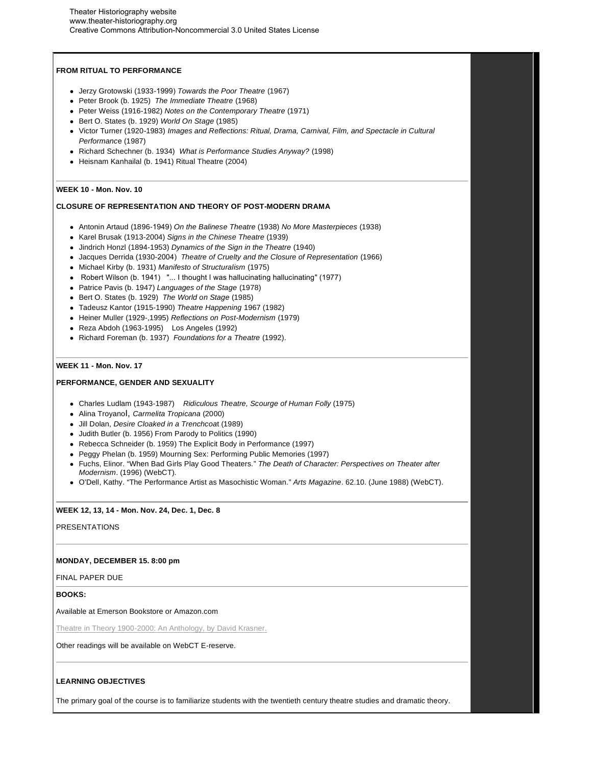**FROM RITUAL TO PERFORMANCE**

- Jerzy Grotowski (1933-1999) *Towards the Poor Theatre* (1967)
- Peter Brook (b. 1925) *The Immediate Theatre* (1968)
- Peter Weiss (1916-1982) *Notes on the Contemporary Theatre* (1971)
- Bert O. States (b. 1929) *World On Stage* (1985)
- Victor Turner (1920-1983) *Images and Reflections: Ritual, Drama, Carnival, Film, and Spectacle in Cultural Performance* (1987)
- Richard Schechner (b. 1934) *What is Performance Studies Anyway?* (1998)
- Heisnam Kanhailal (b. 1941) Ritual Theatre (2004)

---

**WEEK 10 - Mon. Nov. 10**

**CLOSURE OF REPRESENTATION AND THEORY OF POST-MODERN DRAMA**

- Antonin Artaud (1896-1949) *On the Balinese Theatre* (1938) *No More Masterpieces* (1938)
- Karel Brusak (1913-2004) *Signs in the Chinese Theatre* (1939)
- Jindrich Honzl (1894-1953) *Dynamics of the Sign in the Theatre* (1940)
- Jacques Derrida (1930-2004) *Theatre of Cruelty and the Closure of Representation* (1966)
- Michael Kirby (b. 1931) *Manifesto of Structuralism* (1975)
- Robert Wilson (b. 1941) "... I thought I was hallucinating hallucinating" (1977)
- Patrice Pavis (b. 1947) *Languages of the Stage* (1978)
- Bert O. States (b. 1929) *The World on Stage* (1985)
- Tadeusz Kantor (1915-1990) *Theatre Happening* 1967 (1982)
- Heiner Muller (1929-,1995) *Reflections on Post-Modernism* (1979)
- Reza Abdoh (1963-1995) Los Angeles (1992)
- Richard Foreman (b. 1937) *Foundations for a Theatre* (1992).

---

**WEEK 11 - Mon. Nov. 17**

**PERFORMANCE, GENDER AND SEXUALITY**

- Charles Ludlam (1943-1987) *Ridiculous Theatre, Scourge of Human Folly* (1975)
- Alina Troyanol, *Carmelita Tropicana* (2000)
- Jill Dolan, *Desire Cloaked in a Trenchcoat* (1989)
- Judith Butler (b. 1956) From Parody to Politics (1990)
- Rebecca Schneider (b. 1959) The Explicit Body in Performance (1997)
- Peggy Phelan (b. 1959) Mourning Sex: Performing Public Memories (1997)
- Fuchs, Elinor. "When Bad Girls Play Good Theaters." *The Death of Character: Perspectives on Theater after Modernism*. (1996) (WebCT).
- O'Dell, Kathy. "The Performance Artist as Masochistic Woman." *Arts Magazine*. 62.10. (June 1988) (WebCT).

---

**WEEK 12, 13, 14 - Mon. Nov. 24, Dec. 1, Dec. 8**

PRESENTATIONS

---

**MONDAY, DECEMBER 15. 8:00 pm**

FINAL PAPER DUE

---

**BOOKS:**

Available at Emerson Bookstore or Amazon.com

Theatre in Theory 1900-2000: An Anthology, by David Krasner.

Other readings will be available on WebCT E-reserve.

---

**LEARNING OBJECTIVES**

The primary goal of the course is to familiarize students with the twentieth century theatre studies and dramatic theory.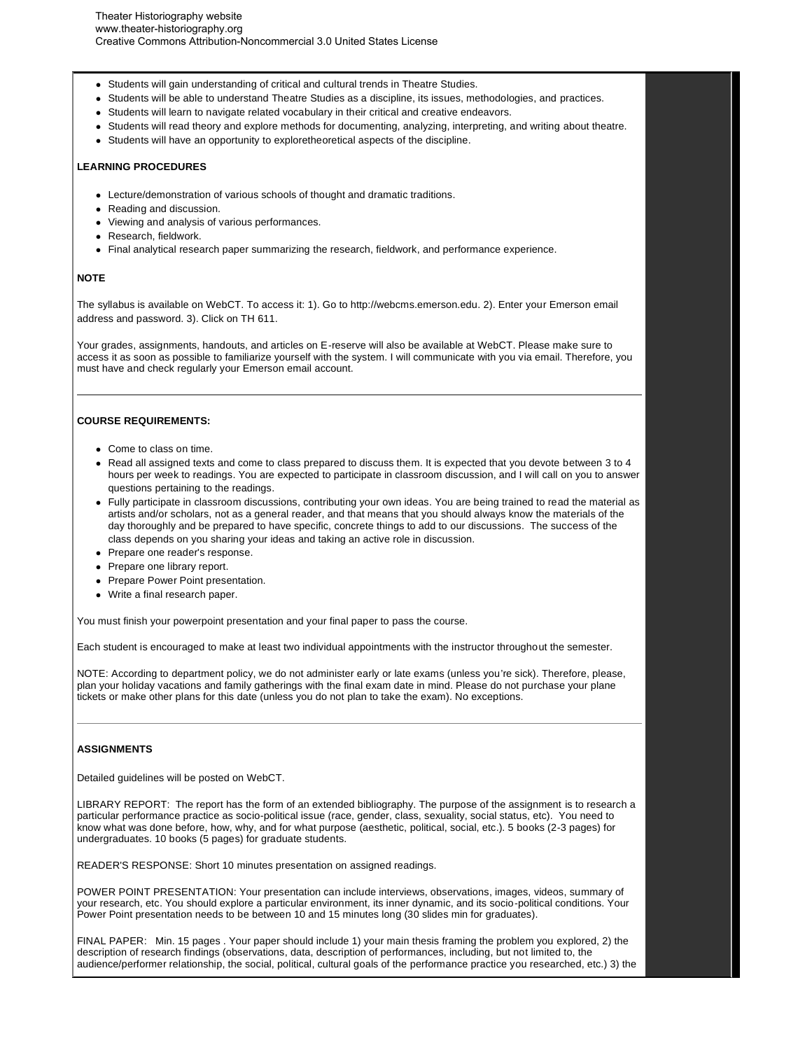- Students will gain understanding of critical and cultural trends in Theatre Studies.
- Students will be able to understand Theatre Studies as a discipline, its issues, methodologies, and practices.
- Students will learn to navigate related vocabulary in their critical and creative endeavors.
- Students will read theory and explore methods for documenting, analyzing, interpreting, and writing about theatre.
- Students will have an opportunity to exploretheoretical aspects of the discipline.

**LEARNING PROCEDURES**

- Lecture/demonstration of various schools of thought and dramatic traditions.
- Reading and discussion.
- Viewing and analysis of various performances.
- Research, fieldwork.
- Final analytical research paper summarizing the research, fieldwork, and performance experience.

**NOTE**

The syllabus is available on WebCT. To access it: 1). Go to http://webcms.emerson.edu. 2). Enter your Emerson email address and password. 3). Click on TH 611.

Your grades, assignments, handouts, and articles on E-reserve will also be available at WebCT. Please make sure to access it as soon as possible to familiarize yourself with the system. I will communicate with you via email. Therefore, you must have and check regularly your Emerson email account.

---

**COURSE REQUIREMENTS:**

- Come to class on time.
- Read all assigned texts and come to class prepared to discuss them. It is expected that you devote between 3 to 4 hours per week to readings. You are expected to participate in classroom discussion, and I will call on you to answer questions pertaining to the readings.
- Fully participate in classroom discussions, contributing your own ideas. You are being trained to read the material as artists and/or scholars, not as a general reader, and that means that you should always know the materials of the day thoroughly and be prepared to have specific, concrete things to add to our discussions. The success of the class depends on you sharing your ideas and taking an active role in discussion.
- Prepare one reader's response.
- Prepare one library report.
- Prepare Power Point presentation.
- Write a final research paper.

You must finish your powerpoint presentation and your final paper to pass the course.

Each student is encouraged to make at least two individual appointments with the instructor throughout the semester.

NOTE: According to department policy, we do not administer early or late exams (unless you're sick). Therefore, please, plan your holiday vacations and family gatherings with the final exam date in mind. Please do not purchase your plane tickets or make other plans for this date (unless you do not plan to take the exam). No exceptions.

---

**ASSIGNMENTS**

Detailed guidelines will be posted on WebCT.

LIBRARY REPORT: The report has the form of an extended bibliography. The purpose of the assignment is to research a particular performance practice as socio-political issue (race, gender, class, sexuality, social status, etc). You need to know what was done before, how, why, and for what purpose (aesthetic, political, social, etc.). 5 books (2-3 pages) for undergraduates. 10 books (5 pages) for graduate students.

READER'S RESPONSE: Short 10 minutes presentation on assigned readings.

POWER POINT PRESENTATION: Your presentation can include interviews, observations, images, videos, summary of your research, etc. You should explore a particular environment, its inner dynamic, and its socio-political conditions. Your Power Point presentation needs to be between 10 and 15 minutes long (30 slides min for graduates).

FINAL PAPER: Min. 15 pages . Your paper should include 1) your main thesis framing the problem you explored, 2) the description of research findings (observations, data, description of performances, including, but not limited to, the audience/performer relationship, the social, political, cultural goals of the performance practice you researched, etc.) 3) the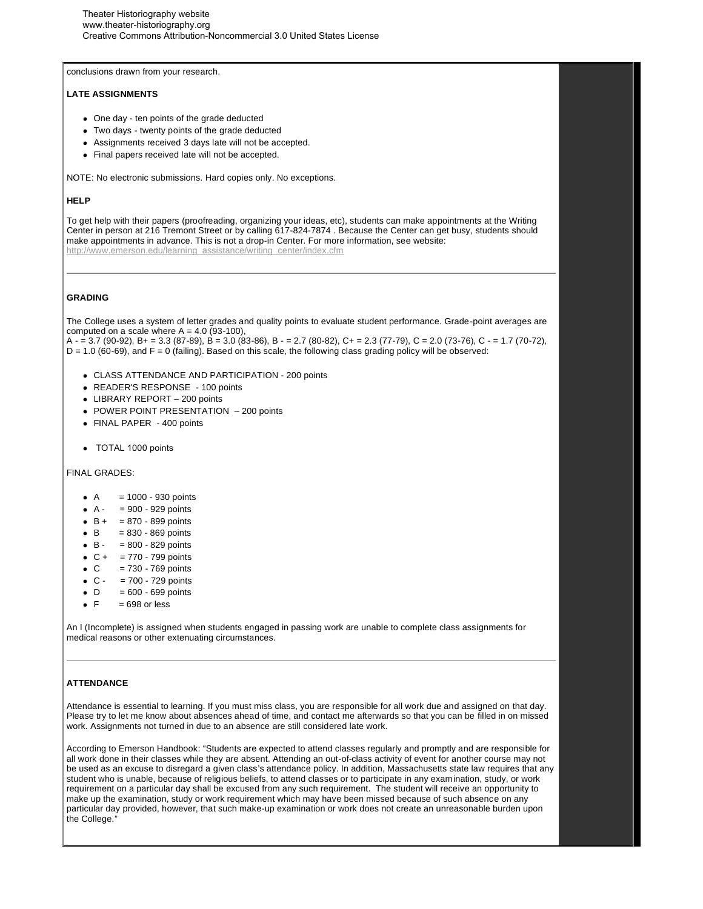conclusions drawn from your research.

**LATE ASSIGNMENTS**

- One day - ten points of the grade deducted
- Two days - twenty points of the grade deducted
- Assignments received 3 days late will not be accepted.
- Final papers received late will not be accepted.

NOTE: No electronic submissions. Hard copies only. No exceptions.

**HELP**

To get help with their papers (proofreading, organizing your ideas, etc), students can make appointments at the Writing Center in person at 216 Tremont Street or by calling 617-824-7874 . Because the Center can get busy, students should make appointments in advance. This is not a drop-in Center. For more information, see website: http://www.emerson.edu/learning_assistance/writing_center/index.cfm

---

**GRADING**

The College uses a system of letter grades and quality points to evaluate student performance. Grade-point averages are computed on a scale where A = 4.0 (93-100), A - = 3.7 (90-92), B+ = 3.3 (87-89), B = 3.0 (83-86), B - = 2.7 (80-82), C+ = 2.3 (77-79), C = 2.0 (73-76), C - = 1.7 (70-72), D = 1.0 (60-69), and F = 0 (failing). Based on this scale, the following class grading policy will be observed:

- CLASS ATTENDANCE AND PARTICIPATION - 200 points
- READER'S RESPONSE - 100 points
- LIBRARY REPORT – 200 points
- POWER POINT PRESENTATION – 200 points
- FINAL PAPER - 400 points
- TOTAL 1000 points

FINAL GRADES:

- A = 1000 - 930 points
- A - = 900 - 929 points
- B + = 870 - 899 points
- B = 830 - 869 points
- B - = 800 - 829 points
- C + = 770 - 799 points
- C = 730 - 769 points
- C - = 700 - 729 points
- D = 600 - 699 points
- F = 698 or less

An I (Incomplete) is assigned when students engaged in passing work are unable to complete class assignments for medical reasons or other extenuating circumstances.

---

**ATTENDANCE**

Attendance is essential to learning. If you must miss class, you are responsible for all work due and assigned on that day. Please try to let me know about absences ahead of time, and contact me afterwards so that you can be filled in on missed work. Assignments not turned in due to an absence are still considered late work.

According to Emerson Handbook: "Students are expected to attend classes regularly and promptly and are responsible for all work done in their classes while they are absent. Attending an out-of-class activity of event for another course may not be used as an excuse to disregard a given class's attendance policy. In addition, Massachusetts state law requires that any student who is unable, because of religious beliefs, to attend classes or to participate in any examination, study, or work requirement on a particular day shall be excused from any such requirement. The student will receive an opportunity to make up the examination, study or work requirement which may have been missed because of such absence on any particular day provided, however, that such make-up examination or work does not create an unreasonable burden upon the College."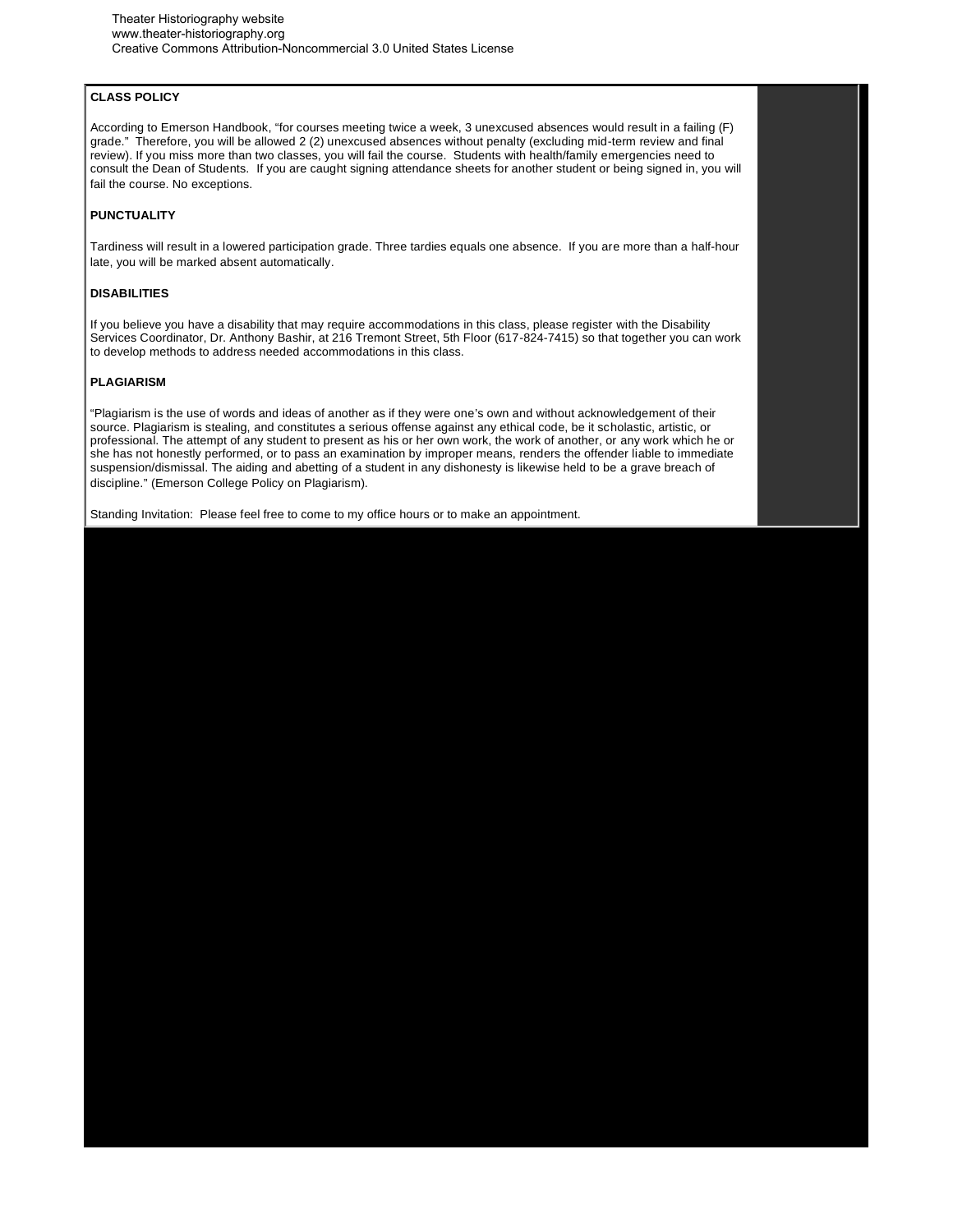### CLASS POLICY

According to Emerson Handbook, "for courses meeting twice a week, 3 unexcused absences would result in a failing (F) grade." Therefore, you will be allowed 2 (2) unexcused absences without penalty (excluding mid-term review and final review). If you miss more than two classes, you will fail the course. Students with health/family emergencies need to consult the Dean of Students. If you are caught signing attendance sheets for another student or being signed in, you will fail the course. No exceptions.

### PUNCTUALITY

Tardiness will result in a lowered participation grade. Three tardies equals one absence. If you are more than a half-hour late, you will be marked absent automatically.

### DISABILITIES

If you believe you have a disability that may require accommodations in this class, please register with the Disability Services Coordinator, Dr. Anthony Bashir, at 216 Tremont Street, 5th Floor (617-824-7415) so that together you can work to develop methods to address needed accommodations in this class.

### PLAGIARISM

"Plagiarism is the use of words and ideas of another as if they were one's own and without acknowledgement of their source. Plagiarism is stealing, and constitutes a serious offense against any ethical code, be it scholastic, artistic, or professional. The attempt of any student to present as his or her own work, the work of another, or any work which he or she has not honestly performed, or to pass an examination by improper means, renders the offender liable to immediate suspension/dismissal. The aiding and abetting of a student in any dishonesty is likewise held to be a grave breach of discipline." (Emerson College Policy on Plagiarism).

Standing Invitation: Please feel free to come to my office hours or to make an appointment.